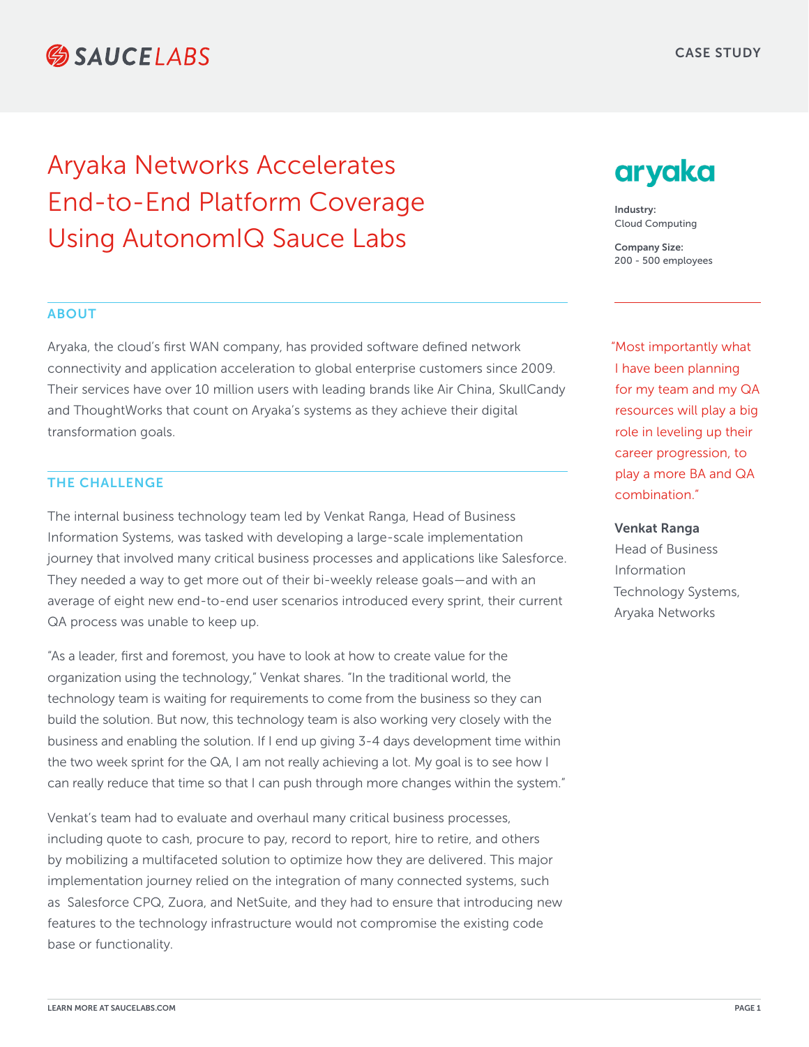# Aryaka Networks Accelerates End-to-End Platform Coverage Using AutonomIQ Sauce Labs

**Industry:**
Cloud Computing

**Company Size:**
200 - 500 employees

## ABOUT

Aryaka, the cloud's first WAN company, has provided software defined network connectivity and application acceleration to global enterprise customers since 2009. Their services have over 10 million users with leading brands like Air China, SkullCandy and ThoughtWorks that count on Aryaka's systems as they achieve their digital transformation goals.

## THE CHALLENGE

The internal business technology team led by Venkat Ranga, Head of Business Information Systems, was tasked with developing a large-scale implementation journey that involved many critical business processes and applications like Salesforce. They needed a way to get more out of their bi-weekly release goals—and with an average of eight new end-to-end user scenarios introduced every sprint, their current QA process was unable to keep up.

"As a leader, first and foremost, you have to look at how to create value for the organization using the technology," Venkat shares. "In the traditional world, the technology team is waiting for requirements to come from the business so they can build the solution. But now, this technology team is also working very closely with the business and enabling the solution. If I end up giving 3-4 days development time within the two week sprint for the QA, I am not really achieving a lot. My goal is to see how I can really reduce that time so that I can push through more changes within the system."

Venkat's team had to evaluate and overhaul many critical business processes, including quote to cash, procure to pay, record to report, hire to retire, and others by mobilizing a multifaceted solution to optimize how they are delivered. This major implementation journey relied on the integration of many connected systems, such as Salesforce CPQ, Zuora, and NetSuite, and they had to ensure that introducing new features to the technology infrastructure would not compromise the existing code base or functionality.

> "Most importantly what I have been planning for my team and my QA resources will play a big role in leveling up their career progression, to play a more BA and QA combination."
>
> **Venkat Ranga**
> Head of Business Information Technology Systems, Aryaka Networks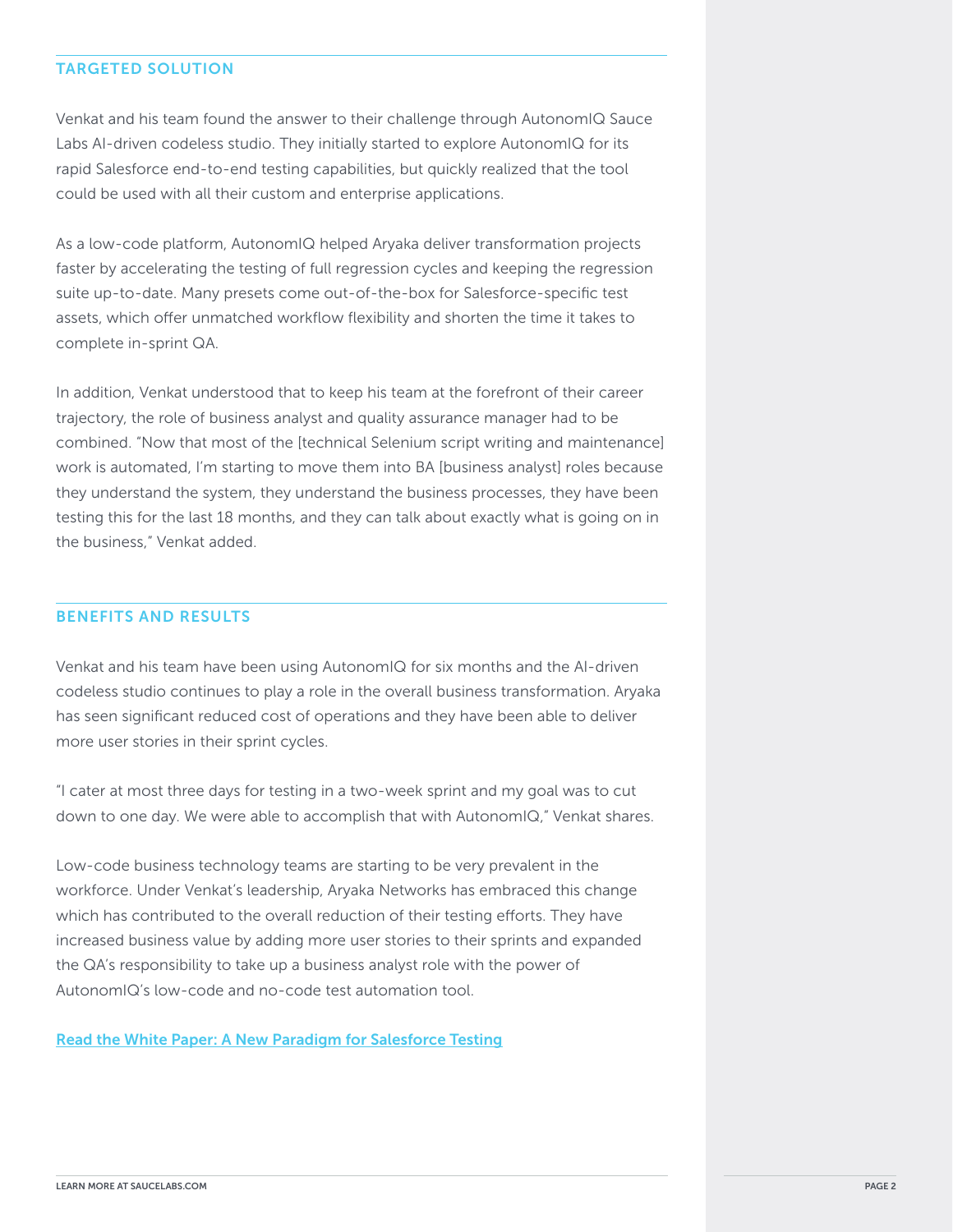## TARGETED SOLUTION

Venkat and his team found the answer to their challenge through AutonomIQ Sauce Labs AI-driven codeless studio. They initially started to explore AutonomIQ for its rapid Salesforce end-to-end testing capabilities, but quickly realized that the tool could be used with all their custom and enterprise applications.

As a low-code platform, AutonomIQ helped Aryaka deliver transformation projects faster by accelerating the testing of full regression cycles and keeping the regression suite up-to-date. Many presets come out-of-the-box for Salesforce-specific test assets, which offer unmatched workflow flexibility and shorten the time it takes to complete in-sprint QA.

In addition, Venkat understood that to keep his team at the forefront of their career trajectory, the role of business analyst and quality assurance manager had to be combined. "Now that most of the [technical Selenium script writing and maintenance] work is automated, I'm starting to move them into BA [business analyst] roles because they understand the system, they understand the business processes, they have been testing this for the last 18 months, and they can talk about exactly what is going on in the business," Venkat added.

## BENEFITS AND RESULTS

Venkat and his team have been using AutonomIQ for six months and the AI-driven codeless studio continues to play a role in the overall business transformation. Aryaka has seen significant reduced cost of operations and they have been able to deliver more user stories in their sprint cycles.

"I cater at most three days for testing in a two-week sprint and my goal was to cut down to one day. We were able to accomplish that with AutonomIQ," Venkat shares.

Low-code business technology teams are starting to be very prevalent in the workforce. Under Venkat's leadership, Aryaka Networks has embraced this change which has contributed to the overall reduction of their testing efforts. They have increased business value by adding more user stories to their sprints and expanded the QA's responsibility to take up a business analyst role with the power of AutonomIQ's low-code and no-code test automation tool.

Read the White Paper: A New Paradigm for Salesforce Testing

LEARN MORE AT SAUCELABS.COM